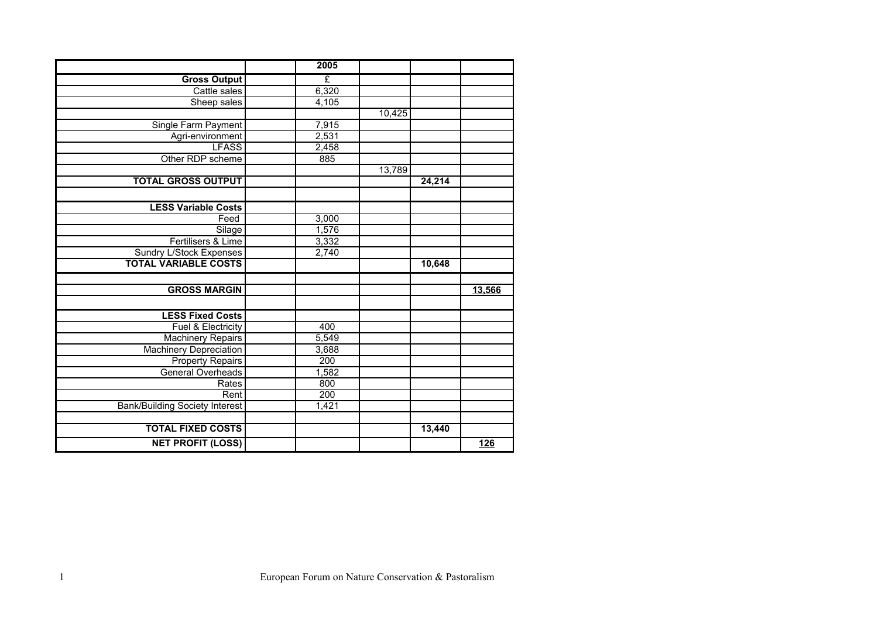| | | 2005 | | | |
|---|---|---|---|---|---|
| **Gross Output** | | £ | | | |
| Cattle sales | | 6,320 | | | |
| Sheep sales | | 4,105 | | | |
| | | | 10,425 | | |
| Single Farm Payment | | 7,915 | | | |
| Agri-environment | | 2,531 | | | |
| LFASS | | 2,458 | | | |
| Other RDP scheme | | 885 | | | |
| | | | 13,789 | | |
| **TOTAL GROSS OUTPUT** | | | | **24,214** | |
| | | | | | |
| **LESS Variable Costs** | | | | | |
| Feed | | 3,000 | | | |
| Silage | | 1,576 | | | |
| Fertilisers & Lime | | 3,332 | | | |
| Sundry L/Stock Expenses | | 2,740 | | | |
| **TOTAL VARIABLE COSTS** | | | | **10,648** | |
| | | | | | |
| **GROSS MARGIN** | | | | | **13,566** |
| | | | | | |
| **LESS Fixed Costs** | | | | | |
| Fuel & Electricity | | 400 | | | |
| Machinery Repairs | | 5,549 | | | |
| Machinery Depreciation | | 3,688 | | | |
| Property Repairs | | 200 | | | |
| General Overheads | | 1,582 | | | |
| Rates | | 800 | | | |
| Rent | | 200 | | | |
| Bank/Building Society Interest | | 1,421 | | | |
| | | | | | |
| **TOTAL FIXED COSTS** | | | | **13,440** | |
| **NET PROFIT (LOSS)** | | | | | **126** |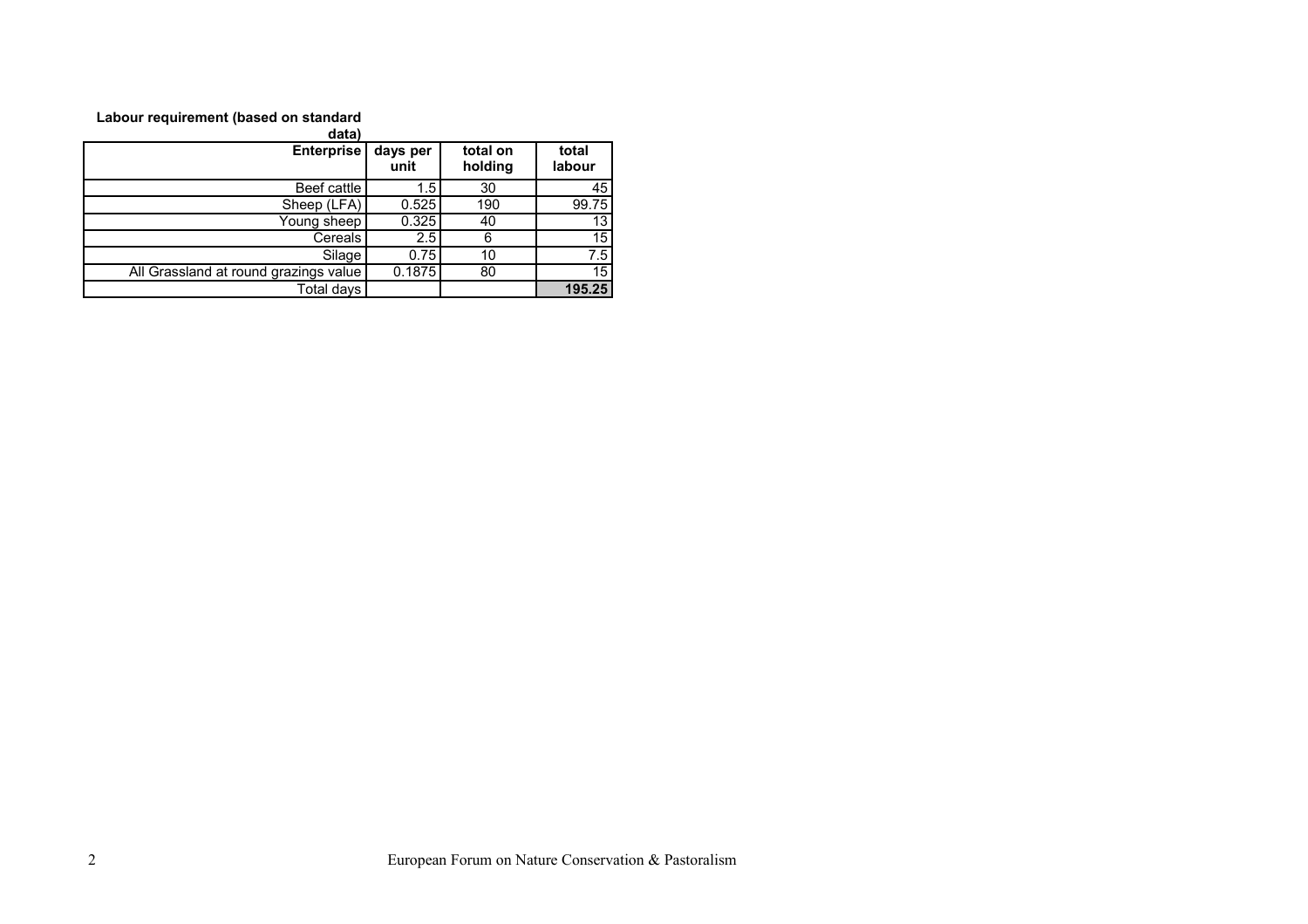**Labour requirement (based on standard data)**

| Enterprise | days per unit | total on holding | total labour |
|---|---|---|---|
| Beef cattle | 1.5 | 30 | 45 |
| Sheep (LFA) | 0.525 | 190 | 99.75 |
| Young sheep | 0.325 | 40 | 13 |
| Cereals | 2.5 | 6 | 15 |
| Silage | 0.75 | 10 | 7.5 |
| All Grassland at round grazings value | 0.1875 | 80 | 15 |
| Total days | | | **195.25** |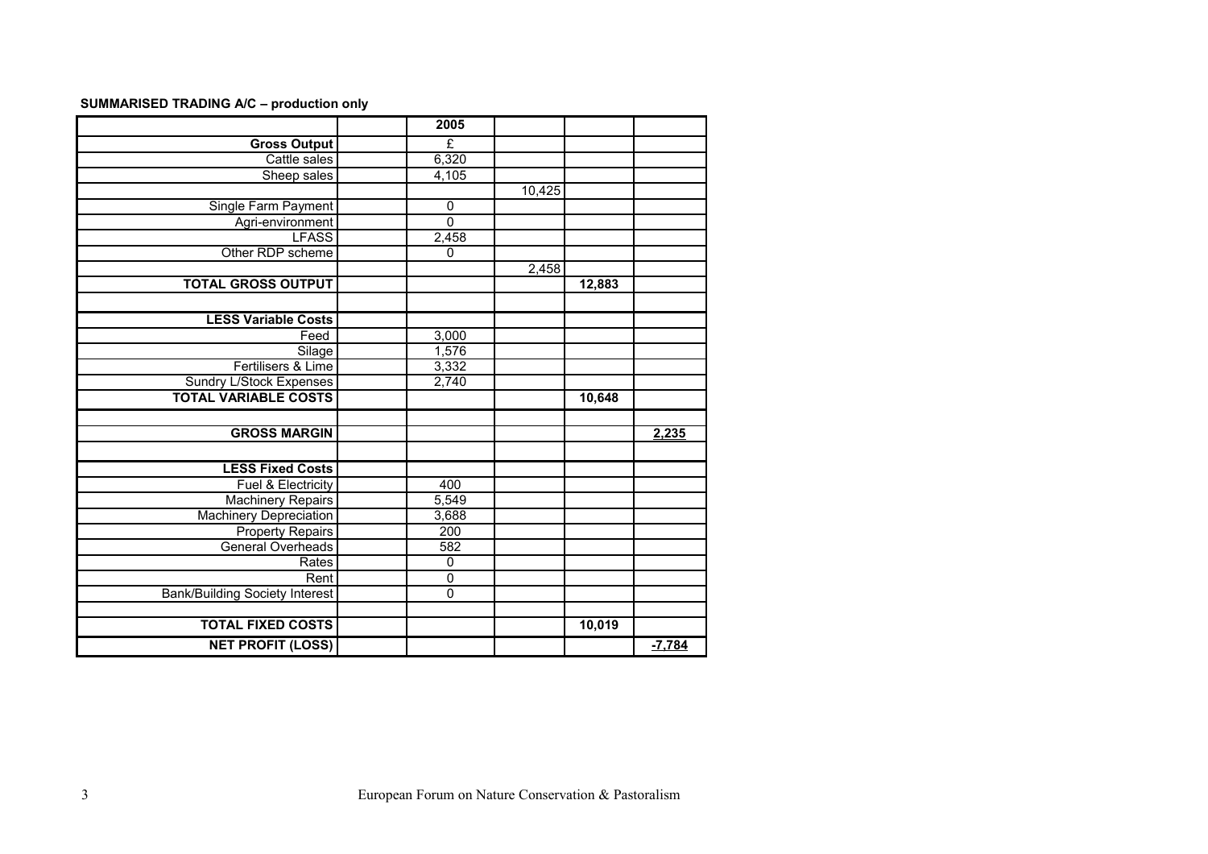**SUMMARISED TRADING A/C – production only**

| | | 2005 | | | |
|---|---|---|---|---|---|
| **Gross Output** | | £ | | | |
| Cattle sales | | 6,320 | | | |
| Sheep sales | | 4,105 | | | |
| | | | 10,425 | | |
| Single Farm Payment | | 0 | | | |
| Agri-environment | | 0 | | | |
| LFASS | | 2,458 | | | |
| Other RDP scheme | | 0 | | | |
| | | | 2,458 | | |
| **TOTAL GROSS OUTPUT** | | | | **12,883** | |
| | | | | | |
| **LESS Variable Costs** | | | | | |
| Feed | | 3,000 | | | |
| Silage | | 1,576 | | | |
| Fertilisers & Lime | | 3,332 | | | |
| Sundry L/Stock Expenses | | 2,740 | | | |
| **TOTAL VARIABLE COSTS** | | | | **10,648** | |
| | | | | | |
| **GROSS MARGIN** | | | | | **2,235** |
| | | | | | |
| **LESS Fixed Costs** | | | | | |
| Fuel & Electricity | | 400 | | | |
| Machinery Repairs | | 5,549 | | | |
| Machinery Depreciation | | 3,688 | | | |
| Property Repairs | | 200 | | | |
| General Overheads | | 582 | | | |
| Rates | | 0 | | | |
| Rent | | 0 | | | |
| Bank/Building Society Interest | | 0 | | | |
| | | | | | |
| **TOTAL FIXED COSTS** | | | | **10,019** | |
| **NET PROFIT (LOSS)** | | | | | **-7,784** |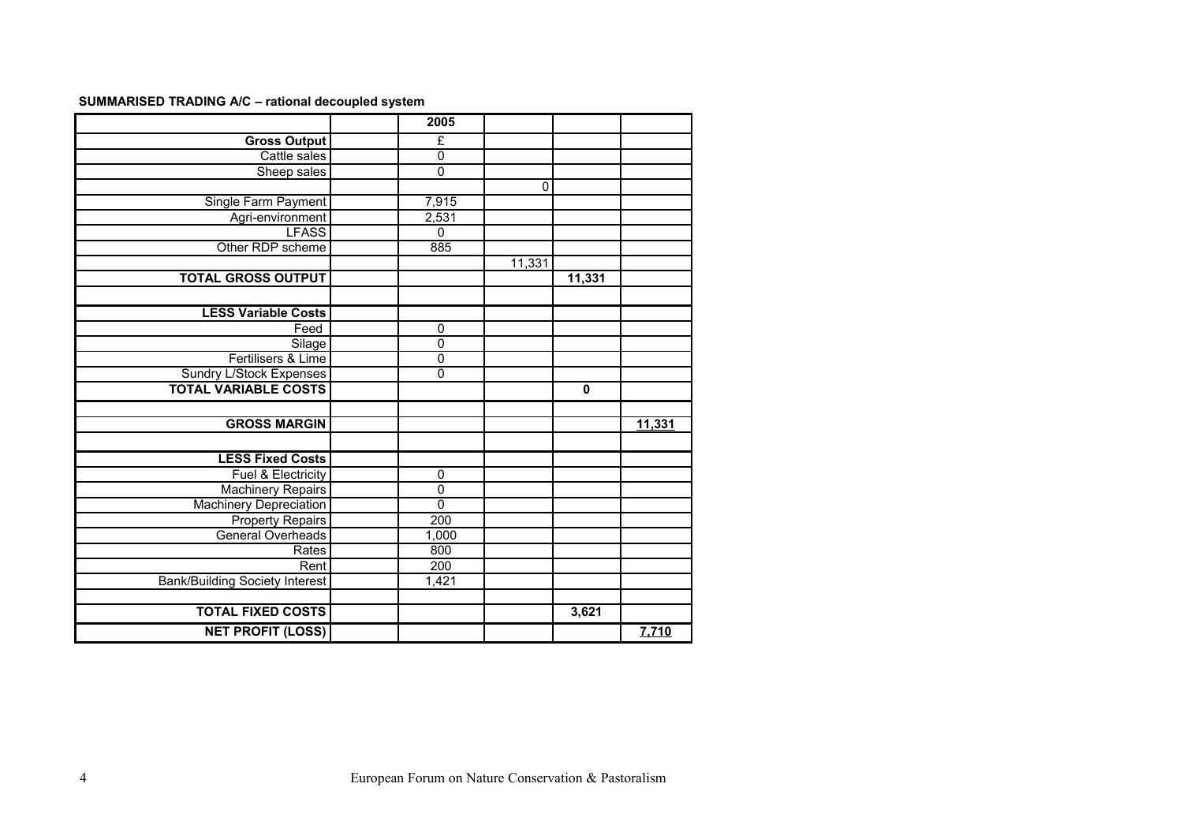**SUMMARISED TRADING A/C – rational decoupled system**

| | | | | | |
|---|---|---|---|---|---|
| | | 2005 | | | |
| **Gross Output** | | £ | | | |
| Cattle sales | | 0 | | | |
| Sheep sales | | 0 | | | |
| | | | 0 | | |
| Single Farm Payment | | 7,915 | | | |
| Agri-environment | | 2,531 | | | |
| LFASS | | 0 | | | |
| Other RDP scheme | | 885 | | | |
| | | | 11,331 | | |
| **TOTAL GROSS OUTPUT** | | | | **11,331** | |
| | | | | | |
| **LESS Variable Costs** | | | | | |
| Feed | | 0 | | | |
| Silage | | 0 | | | |
| Fertilisers & Lime | | 0 | | | |
| Sundry L/Stock Expenses | | 0 | | | |
| **TOTAL VARIABLE COSTS** | | | | **0** | |
| | | | | | |
| **GROSS MARGIN** | | | | | **11,331** |
| | | | | | |
| **LESS Fixed Costs** | | | | | |
| Fuel & Electricity | | 0 | | | |
| Machinery Repairs | | 0 | | | |
| Machinery Depreciation | | 0 | | | |
| Property Repairs | | 200 | | | |
| General Overheads | | 1,000 | | | |
| Rates | | 800 | | | |
| Rent | | 200 | | | |
| Bank/Building Society Interest | | 1,421 | | | |
| | | | | | |
| **TOTAL FIXED COSTS** | | | | **3,621** | |
| **NET PROFIT (LOSS)** | | | | | **7,710** |